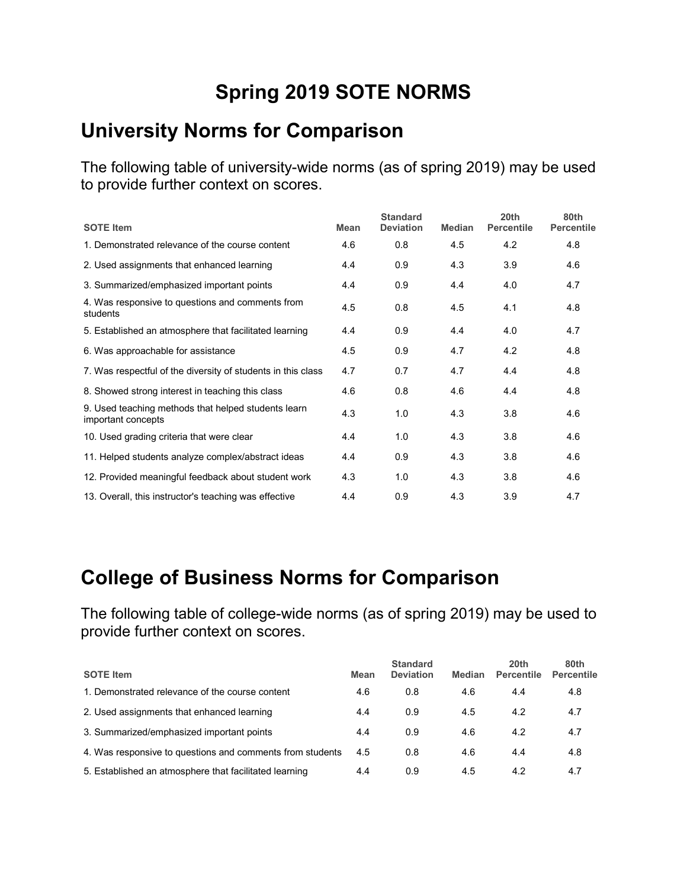# Spring 2019 SOTE NORMS

## University Norms for Comparison

The following table of university-wide norms (as of spring 2019) may be used to provide further context on scores.

| SOTE Item | Mean | Standard Deviation | Median | 20th Percentile | 80th Percentile |
|---|---|---|---|---|---|
| 1. Demonstrated relevance of the course content | 4.6 | 0.8 | 4.5 | 4.2 | 4.8 |
| 2. Used assignments that enhanced learning | 4.4 | 0.9 | 4.3 | 3.9 | 4.6 |
| 3. Summarized/emphasized important points | 4.4 | 0.9 | 4.4 | 4.0 | 4.7 |
| 4. Was responsive to questions and comments from students | 4.5 | 0.8 | 4.5 | 4.1 | 4.8 |
| 5. Established an atmosphere that facilitated learning | 4.4 | 0.9 | 4.4 | 4.0 | 4.7 |
| 6. Was approachable for assistance | 4.5 | 0.9 | 4.7 | 4.2 | 4.8 |
| 7. Was respectful of the diversity of students in this class | 4.7 | 0.7 | 4.7 | 4.4 | 4.8 |
| 8. Showed strong interest in teaching this class | 4.6 | 0.8 | 4.6 | 4.4 | 4.8 |
| 9. Used teaching methods that helped students learn important concepts | 4.3 | 1.0 | 4.3 | 3.8 | 4.6 |
| 10. Used grading criteria that were clear | 4.4 | 1.0 | 4.3 | 3.8 | 4.6 |
| 11. Helped students analyze complex/abstract ideas | 4.4 | 0.9 | 4.3 | 3.8 | 4.6 |
| 12. Provided meaningful feedback about student work | 4.3 | 1.0 | 4.3 | 3.8 | 4.6 |
| 13. Overall, this instructor's teaching was effective | 4.4 | 0.9 | 4.3 | 3.9 | 4.7 |

## College of Business Norms for Comparison

The following table of college-wide norms (as of spring 2019) may be used to provide further context on scores.

| SOTE Item | Mean | Standard Deviation | Median | 20th Percentile | 80th Percentile |
|---|---|---|---|---|---|
| 1. Demonstrated relevance of the course content | 4.6 | 0.8 | 4.6 | 4.4 | 4.8 |
| 2. Used assignments that enhanced learning | 4.4 | 0.9 | 4.5 | 4.2 | 4.7 |
| 3. Summarized/emphasized important points | 4.4 | 0.9 | 4.6 | 4.2 | 4.7 |
| 4. Was responsive to questions and comments from students | 4.5 | 0.8 | 4.6 | 4.4 | 4.8 |
| 5. Established an atmosphere that facilitated learning | 4.4 | 0.9 | 4.5 | 4.2 | 4.7 |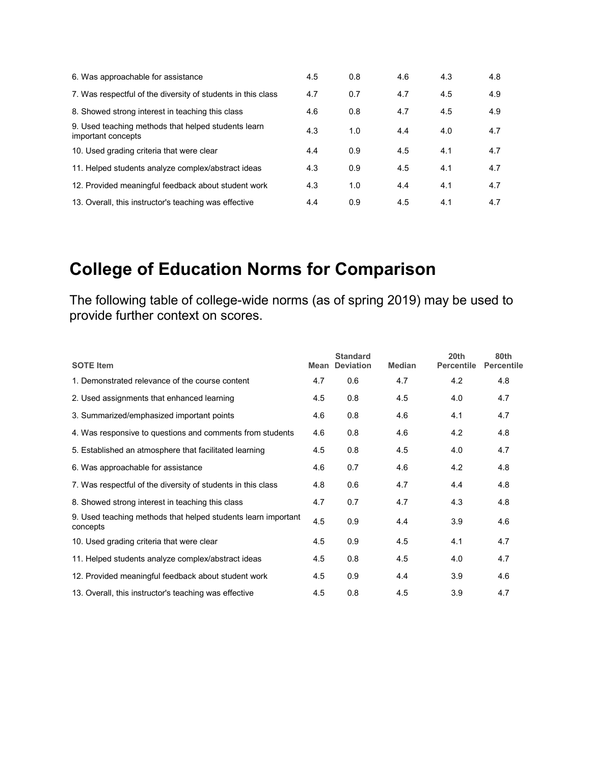| | | | | | |
|---|---|---|---|---|---|
| 6. Was approachable for assistance | 4.5 | 0.8 | 4.6 | 4.3 | 4.8 |
| 7. Was respectful of the diversity of students in this class | 4.7 | 0.7 | 4.7 | 4.5 | 4.9 |
| 8. Showed strong interest in teaching this class | 4.6 | 0.8 | 4.7 | 4.5 | 4.9 |
| 9. Used teaching methods that helped students learn important concepts | 4.3 | 1.0 | 4.4 | 4.0 | 4.7 |
| 10. Used grading criteria that were clear | 4.4 | 0.9 | 4.5 | 4.1 | 4.7 |
| 11. Helped students analyze complex/abstract ideas | 4.3 | 0.9 | 4.5 | 4.1 | 4.7 |
| 12. Provided meaningful feedback about student work | 4.3 | 1.0 | 4.4 | 4.1 | 4.7 |
| 13. Overall, this instructor's teaching was effective | 4.4 | 0.9 | 4.5 | 4.1 | 4.7 |

# College of Education Norms for Comparison

The following table of college-wide norms (as of spring 2019) may be used to provide further context on scores.

| SOTE Item | Mean | Standard Deviation | Median | 20th Percentile | 80th Percentile |
|---|---|---|---|---|---|
| 1. Demonstrated relevance of the course content | 4.7 | 0.6 | 4.7 | 4.2 | 4.8 |
| 2. Used assignments that enhanced learning | 4.5 | 0.8 | 4.5 | 4.0 | 4.7 |
| 3. Summarized/emphasized important points | 4.6 | 0.8 | 4.6 | 4.1 | 4.7 |
| 4. Was responsive to questions and comments from students | 4.6 | 0.8 | 4.6 | 4.2 | 4.8 |
| 5. Established an atmosphere that facilitated learning | 4.5 | 0.8 | 4.5 | 4.0 | 4.7 |
| 6. Was approachable for assistance | 4.6 | 0.7 | 4.6 | 4.2 | 4.8 |
| 7. Was respectful of the diversity of students in this class | 4.8 | 0.6 | 4.7 | 4.4 | 4.8 |
| 8. Showed strong interest in teaching this class | 4.7 | 0.7 | 4.7 | 4.3 | 4.8 |
| 9. Used teaching methods that helped students learn important concepts | 4.5 | 0.9 | 4.4 | 3.9 | 4.6 |
| 10. Used grading criteria that were clear | 4.5 | 0.9 | 4.5 | 4.1 | 4.7 |
| 11. Helped students analyze complex/abstract ideas | 4.5 | 0.8 | 4.5 | 4.0 | 4.7 |
| 12. Provided meaningful feedback about student work | 4.5 | 0.9 | 4.4 | 3.9 | 4.6 |
| 13. Overall, this instructor's teaching was effective | 4.5 | 0.8 | 4.5 | 3.9 | 4.7 |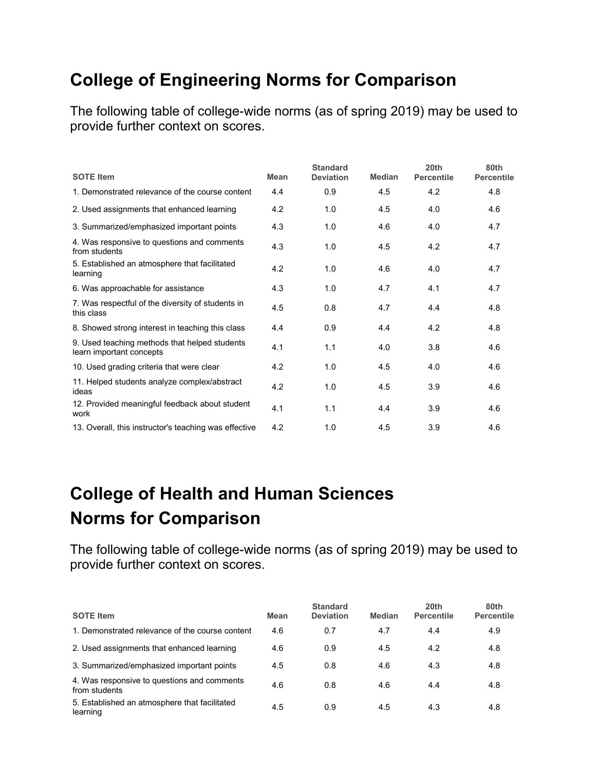## College of Engineering Norms for Comparison

The following table of college-wide norms (as of spring 2019) may be used to provide further context on scores.

| SOTE Item | Mean | Standard Deviation | Median | 20th Percentile | 80th Percentile |
|---|---|---|---|---|---|
| 1. Demonstrated relevance of the course content | 4.4 | 0.9 | 4.5 | 4.2 | 4.8 |
| 2. Used assignments that enhanced learning | 4.2 | 1.0 | 4.5 | 4.0 | 4.6 |
| 3. Summarized/emphasized important points | 4.3 | 1.0 | 4.6 | 4.0 | 4.7 |
| 4. Was responsive to questions and comments from students | 4.3 | 1.0 | 4.5 | 4.2 | 4.7 |
| 5. Established an atmosphere that facilitated learning | 4.2 | 1.0 | 4.6 | 4.0 | 4.7 |
| 6. Was approachable for assistance | 4.3 | 1.0 | 4.7 | 4.1 | 4.7 |
| 7. Was respectful of the diversity of students in this class | 4.5 | 0.8 | 4.7 | 4.4 | 4.8 |
| 8. Showed strong interest in teaching this class | 4.4 | 0.9 | 4.4 | 4.2 | 4.8 |
| 9. Used teaching methods that helped students learn important concepts | 4.1 | 1.1 | 4.0 | 3.8 | 4.6 |
| 10. Used grading criteria that were clear | 4.2 | 1.0 | 4.5 | 4.0 | 4.6 |
| 11. Helped students analyze complex/abstract ideas | 4.2 | 1.0 | 4.5 | 3.9 | 4.6 |
| 12. Provided meaningful feedback about student work | 4.1 | 1.1 | 4.4 | 3.9 | 4.6 |
| 13. Overall, this instructor's teaching was effective | 4.2 | 1.0 | 4.5 | 3.9 | 4.6 |

## College of Health and Human Sciences Norms for Comparison

The following table of college-wide norms (as of spring 2019) may be used to provide further context on scores.

| SOTE Item | Mean | Standard Deviation | Median | 20th Percentile | 80th Percentile |
|---|---|---|---|---|---|
| 1. Demonstrated relevance of the course content | 4.6 | 0.7 | 4.7 | 4.4 | 4.9 |
| 2. Used assignments that enhanced learning | 4.6 | 0.9 | 4.5 | 4.2 | 4.8 |
| 3. Summarized/emphasized important points | 4.5 | 0.8 | 4.6 | 4.3 | 4.8 |
| 4. Was responsive to questions and comments from students | 4.6 | 0.8 | 4.6 | 4.4 | 4.8 |
| 5. Established an atmosphere that facilitated learning | 4.5 | 0.9 | 4.5 | 4.3 | 4.8 |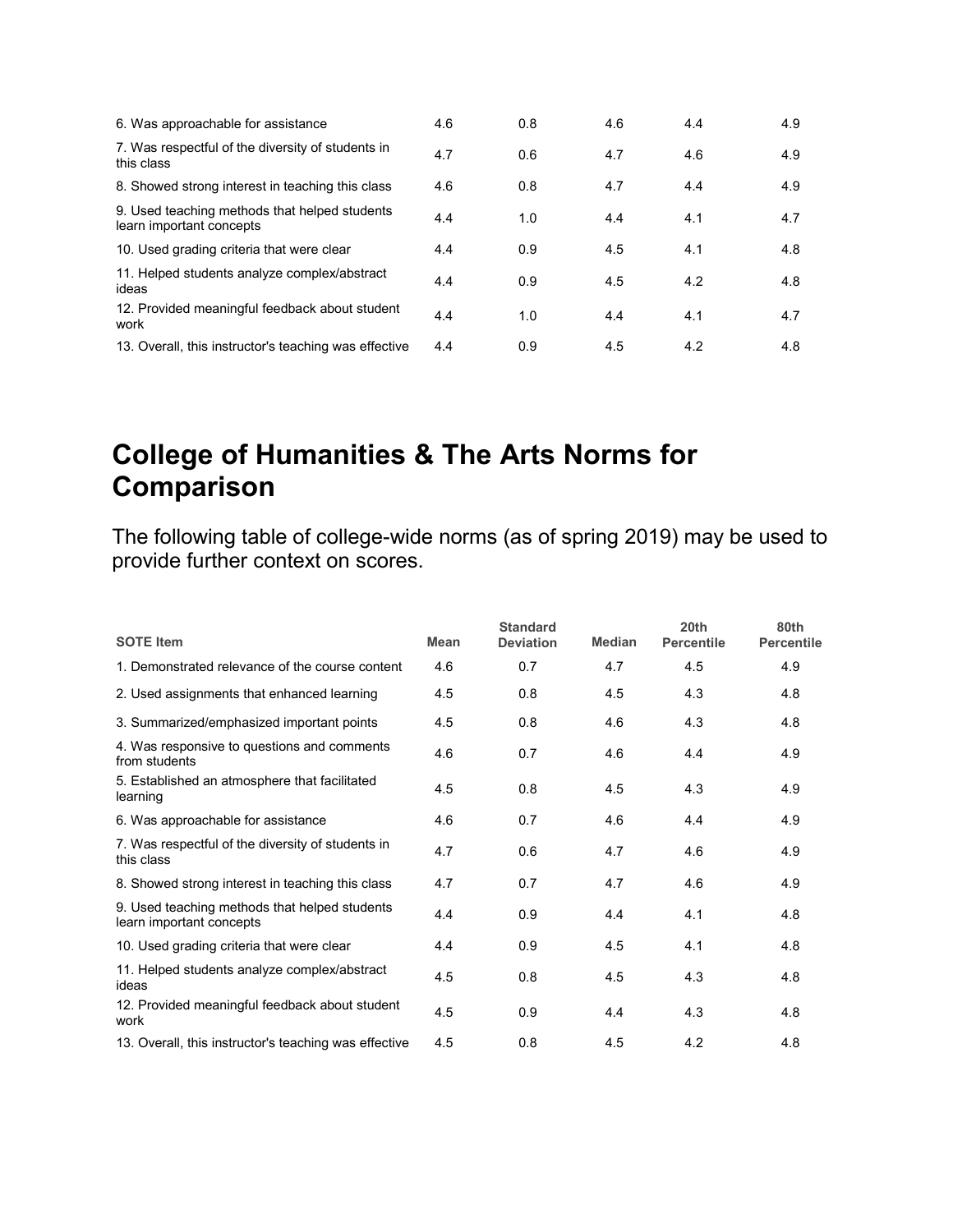| | | | | | |
|---|---|---|---|---|---|
| 6. Was approachable for assistance | 4.6 | 0.8 | 4.6 | 4.4 | 4.9 |
| 7. Was respectful of the diversity of students in this class | 4.7 | 0.6 | 4.7 | 4.6 | 4.9 |
| 8. Showed strong interest in teaching this class | 4.6 | 0.8 | 4.7 | 4.4 | 4.9 |
| 9. Used teaching methods that helped students learn important concepts | 4.4 | 1.0 | 4.4 | 4.1 | 4.7 |
| 10. Used grading criteria that were clear | 4.4 | 0.9 | 4.5 | 4.1 | 4.8 |
| 11. Helped students analyze complex/abstract ideas | 4.4 | 0.9 | 4.5 | 4.2 | 4.8 |
| 12. Provided meaningful feedback about student work | 4.4 | 1.0 | 4.4 | 4.1 | 4.7 |
| 13. Overall, this instructor's teaching was effective | 4.4 | 0.9 | 4.5 | 4.2 | 4.8 |

# College of Humanities & The Arts Norms for Comparison

The following table of college-wide norms (as of spring 2019) may be used to provide further context on scores.

| SOTE Item | Mean | Standard Deviation | Median | 20th Percentile | 80th Percentile |
|---|---|---|---|---|---|
| 1. Demonstrated relevance of the course content | 4.6 | 0.7 | 4.7 | 4.5 | 4.9 |
| 2. Used assignments that enhanced learning | 4.5 | 0.8 | 4.5 | 4.3 | 4.8 |
| 3. Summarized/emphasized important points | 4.5 | 0.8 | 4.6 | 4.3 | 4.8 |
| 4. Was responsive to questions and comments from students | 4.6 | 0.7 | 4.6 | 4.4 | 4.9 |
| 5. Established an atmosphere that facilitated learning | 4.5 | 0.8 | 4.5 | 4.3 | 4.9 |
| 6. Was approachable for assistance | 4.6 | 0.7 | 4.6 | 4.4 | 4.9 |
| 7. Was respectful of the diversity of students in this class | 4.7 | 0.6 | 4.7 | 4.6 | 4.9 |
| 8. Showed strong interest in teaching this class | 4.7 | 0.7 | 4.7 | 4.6 | 4.9 |
| 9. Used teaching methods that helped students learn important concepts | 4.4 | 0.9 | 4.4 | 4.1 | 4.8 |
| 10. Used grading criteria that were clear | 4.4 | 0.9 | 4.5 | 4.1 | 4.8 |
| 11. Helped students analyze complex/abstract ideas | 4.5 | 0.8 | 4.5 | 4.3 | 4.8 |
| 12. Provided meaningful feedback about student work | 4.5 | 0.9 | 4.4 | 4.3 | 4.8 |
| 13. Overall, this instructor's teaching was effective | 4.5 | 0.8 | 4.5 | 4.2 | 4.8 |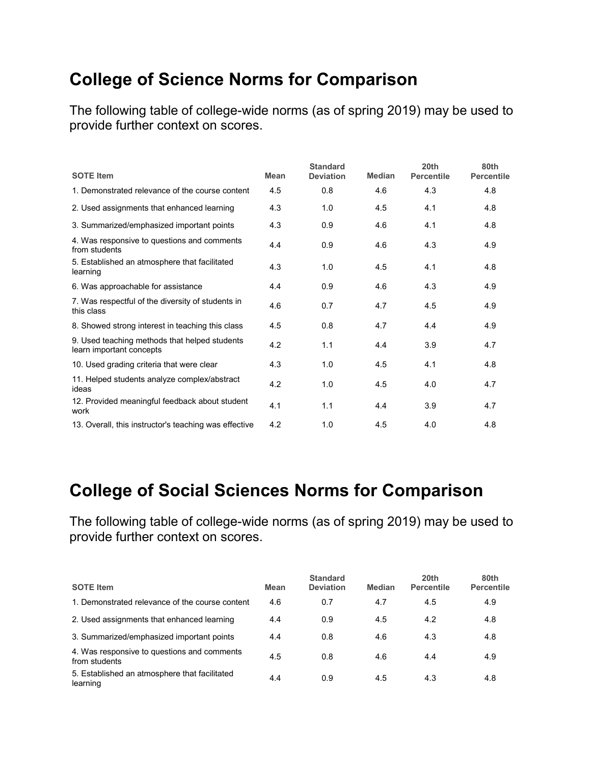## College of Science Norms for Comparison

The following table of college-wide norms (as of spring 2019) may be used to provide further context on scores.

| SOTE Item | Mean | Standard Deviation | Median | 20th Percentile | 80th Percentile |
|---|---|---|---|---|---|
| 1. Demonstrated relevance of the course content | 4.5 | 0.8 | 4.6 | 4.3 | 4.8 |
| 2. Used assignments that enhanced learning | 4.3 | 1.0 | 4.5 | 4.1 | 4.8 |
| 3. Summarized/emphasized important points | 4.3 | 0.9 | 4.6 | 4.1 | 4.8 |
| 4. Was responsive to questions and comments from students | 4.4 | 0.9 | 4.6 | 4.3 | 4.9 |
| 5. Established an atmosphere that facilitated learning | 4.3 | 1.0 | 4.5 | 4.1 | 4.8 |
| 6. Was approachable for assistance | 4.4 | 0.9 | 4.6 | 4.3 | 4.9 |
| 7. Was respectful of the diversity of students in this class | 4.6 | 0.7 | 4.7 | 4.5 | 4.9 |
| 8. Showed strong interest in teaching this class | 4.5 | 0.8 | 4.7 | 4.4 | 4.9 |
| 9. Used teaching methods that helped students learn important concepts | 4.2 | 1.1 | 4.4 | 3.9 | 4.7 |
| 10. Used grading criteria that were clear | 4.3 | 1.0 | 4.5 | 4.1 | 4.8 |
| 11. Helped students analyze complex/abstract ideas | 4.2 | 1.0 | 4.5 | 4.0 | 4.7 |
| 12. Provided meaningful feedback about student work | 4.1 | 1.1 | 4.4 | 3.9 | 4.7 |
| 13. Overall, this instructor's teaching was effective | 4.2 | 1.0 | 4.5 | 4.0 | 4.8 |

## College of Social Sciences Norms for Comparison

The following table of college-wide norms (as of spring 2019) may be used to provide further context on scores.

| SOTE Item | Mean | Standard Deviation | Median | 20th Percentile | 80th Percentile |
|---|---|---|---|---|---|
| 1. Demonstrated relevance of the course content | 4.6 | 0.7 | 4.7 | 4.5 | 4.9 |
| 2. Used assignments that enhanced learning | 4.4 | 0.9 | 4.5 | 4.2 | 4.8 |
| 3. Summarized/emphasized important points | 4.4 | 0.8 | 4.6 | 4.3 | 4.8 |
| 4. Was responsive to questions and comments from students | 4.5 | 0.8 | 4.6 | 4.4 | 4.9 |
| 5. Established an atmosphere that facilitated learning | 4.4 | 0.9 | 4.5 | 4.3 | 4.8 |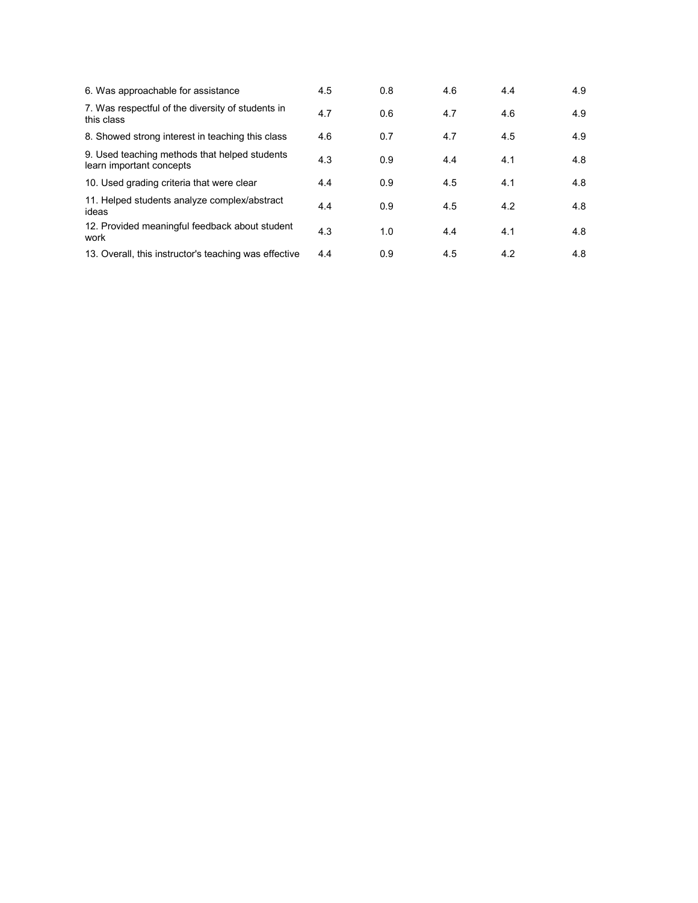| | | | | | |
|---|---|---|---|---|---|
| 6. Was approachable for assistance | 4.5 | 0.8 | 4.6 | 4.4 | 4.9 |
| 7. Was respectful of the diversity of students in this class | 4.7 | 0.6 | 4.7 | 4.6 | 4.9 |
| 8. Showed strong interest in teaching this class | 4.6 | 0.7 | 4.7 | 4.5 | 4.9 |
| 9. Used teaching methods that helped students learn important concepts | 4.3 | 0.9 | 4.4 | 4.1 | 4.8 |
| 10. Used grading criteria that were clear | 4.4 | 0.9 | 4.5 | 4.1 | 4.8 |
| 11. Helped students analyze complex/abstract ideas | 4.4 | 0.9 | 4.5 | 4.2 | 4.8 |
| 12. Provided meaningful feedback about student work | 4.3 | 1.0 | 4.4 | 4.1 | 4.8 |
| 13. Overall, this instructor's teaching was effective | 4.4 | 0.9 | 4.5 | 4.2 | 4.8 |